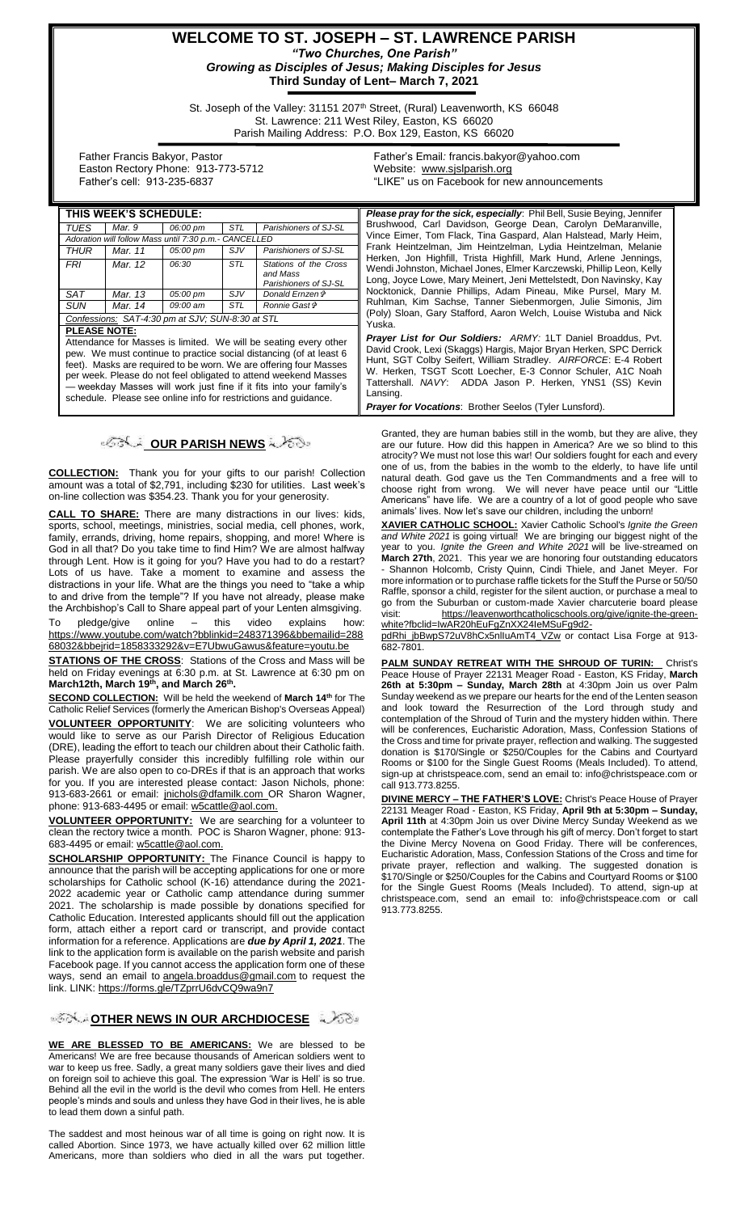# WELCOME TO ST. JOSEPH – ST. LAWRENCE PARISH

***"Two Churches, One Parish"***

***Growing as Disciples of Jesus; Making Disciples for Jesus***

**Third Sunday of Lent– March 7, 2021**

St. Joseph of the Valley: 31151 207th Street, (Rural) Leavenworth, KS 66048
St. Lawrence: 211 West Riley, Easton, KS 66020
Parish Mailing Address: P.O. Box 129, Easton, KS 66020

Father Francis Bakyor, Pastor
Easton Rectory Phone: 913-773-5712
Father's cell: 913-235-6837

Father's Email: francis.bakyor@yahoo.com
Website: www.sjslparish.org
"LIKE" us on Facebook for new announcements

| THIS WEEK'S SCHEDULE: | | | | |
|---|---|---|---|---|
| TUES | Mar. 9 | 06:00 pm | STL | Parishioners of SJ-SL |
| Adoration will follow Mass until 7:30 p.m.- CANCELLED | | | | |
| THUR | Mar. 11 | 05:00 pm | SJV | Parishioners of SJ-SL |
| FRI | Mar. 12 | 06:30 | STL | Stations of the Cross and Mass Parishioners of SJ-SL |
| SAT | Mar. 13 | 05:00 pm | SJV | Donald Ernzen ✞ |
| SUN | Mar. 14 | 09:00 am | STL | Ronnie Gast ✞ |
| Confessions: SAT-4:30 pm at SJV; SUN-8:30 at STL | | | | |

**PLEASE NOTE:**
Attendance for Masses is limited. We will be seating every other pew. We must continue to practice social distancing (of at least 6 feet). Masks are required to be worn. We are offering four Masses per week. Please do not feel obligated to attend weekend Masses — weekday Masses will work just fine if it fits into your family's schedule. Please see online info for restrictions and guidance.

***Please pray for the sick, especially***: Phil Bell, Susie Beying, Jennifer Brushwood, Carl Davidson, George Dean, Carolyn DeMaranville, Vince Eimer, Tom Flack, Tina Gaspard, Alan Halstead, Marly Heim, Frank Heintzelman, Jim Heintzelman, Lydia Heintzelman, Melanie Herken, Jon Highfill, Trista Highfill, Mark Hund, Arlene Jennings, Wendi Johnston, Michael Jones, Elmer Karczewski, Phillip Leon, Kelly Long, Joyce Lowe, Mary Meinert, Jeni Mettelstedt, Don Navinsky, Kay Nocktonick, Dannie Phillips, Adam Pineau, Mike Pursel, Mary M. Ruhlman, Kim Sachse, Tanner Siebenmorgen, Julie Simonis, Jim (Poly) Sloan, Gary Stafford, Aaron Welch, Louise Wistuba and Nick Yuska.

***Prayer List for Our Soldiers:*** *ARMY:* 1LT Daniel Broaddus, Pvt. David Crook, Lexi (Skaggs) Hargis, Major Bryan Herken, SPC Derrick Hunt, SGT Colby Seifert, William Stradley. *AIRFORCE:* E-4 Robert W. Herken, TSGT Scott Loecher, E-3 Connor Schuler, A1C Noah Tattershall. *NAVY*: ADDA Jason P. Herken, YNS1 (SS) Kevin Lansing.

***Prayer for Vocations***: Brother Seelos (Tyler Lunsford).

## OUR PARISH NEWS

**COLLECTION:** Thank you for your gifts to our parish! Collection amount was a total of $2,791, including $230 for utilities. Last week's on-line collection was $354.23. Thank you for your generosity.

**CALL TO SHARE:** There are many distractions in our lives: kids, sports, school, meetings, ministries, social media, cell phones, work, family, errands, driving, home repairs, shopping, and more! Where is God in all that? Do you take time to find Him? We are almost halfway through Lent. How is it going for you? Have you had to do a restart? Lots of us have. Take a moment to examine and assess the distractions in your life. What are the things you need to "take a whip to and drive from the temple"? If you have not already, please make the Archbishop's Call to Share appeal part of your Lenten almsgiving.

To pledge/give online – this video explains how: https://www.youtube.com/watch?bblinkid=248371396&bbemailid=28868032&bbejrid=1858333292&v=E7UbwuGawus&feature=youtu.be

**STATIONS OF THE CROSS**: Stations of the Cross and Mass will be held on Friday evenings at 6:30 p.m. at St. Lawrence at 6:30 pm on **March12th, March 19th, and March 26th.**

**SECOND COLLECTION:** Will be held the weekend of **March 14th** for The Catholic Relief Services (formerly the American Bishop's Overseas Appeal)

**VOLUNTEER OPPORTUNITY**: We are soliciting volunteers who would like to serve as our Parish Director of Religious Education (DRE), leading the effort to teach our children about their Catholic faith. Please prayerfully consider this incredibly fulfilling role within our parish. We are also open to co-DREs if that is an approach that works for you. If you are interested please contact: Jason Nichols, phone: 913-683-2661 or email: jnichols@dfamilk.com OR Sharon Wagner, phone: 913-683-4495 or email: w5cattle@aol.com.

**VOLUNTEER OPPORTUNITY:** We are searching for a volunteer to clean the rectory twice a month. POC is Sharon Wagner, phone: 913-683-4495 or email: w5cattle@aol.com.

**SCHOLARSHIP OPPORTUNITY:** The Finance Council is happy to announce that the parish will be accepting applications for one or more scholarships for Catholic school (K-16) attendance during the 2021-2022 academic year or Catholic camp attendance during summer 2021. The scholarship is made possible by donations specified for Catholic Education. Interested applicants should fill out the application form, attach either a report card or transcript, and provide contact information for a reference. Applications are ***due by April 1, 2021***. The link to the application form is available on the parish website and parish Facebook page. If you cannot access the application form one of these ways, send an email to angela.broaddus@gmail.com to request the link. LINK: https://forms.gle/TZprrU6dvCQ9wa9n7

## OTHER NEWS IN OUR ARCHDIOCESE

**WE ARE BLESSED TO BE AMERICANS:** We are blessed to be Americans! We are free because thousands of American soldiers went to war to keep us free. Sadly, a great many soldiers gave their lives and died on foreign soil to achieve this goal. The expression 'War is Hell' is so true. Behind all the evil in the world is the devil who comes from Hell. He enters people's minds and souls and unless they have God in their lives, he is able to lead them down a sinful path.

The saddest and most heinous war of all time is going on right now. It is called Abortion. Since 1973, we have actually killed over 62 million little Americans, more than soldiers who died in all the wars put together. Granted, they are human babies still in the womb, but they are alive, they are our future. How did this happen in America? Are we so blind to this atrocity? We must not lose this war! Our soldiers fought for each and every one of us, from the babies in the womb to the elderly, to have life until natural death. God gave us the Ten Commandments and a free will to choose right from wrong. We will never have peace until our "Little Americans" have life. We are a country of a lot of good people who save animals' lives. Now let's save our children, including the unborn!

**XAVIER CATHOLIC SCHOOL:** Xavier Catholic School's *Ignite the Green and White 2021* is going virtual! We are bringing our biggest night of the year to you. *Ignite the Green and White 2021* will be live-streamed on **March 27th**, 2021. This year we are honoring four outstanding educators - Shannon Holcomb, Cristy Quinn, Cindi Thiele, and Janet Meyer. For more information or to purchase raffle tickets for the Stuff the Purse or 50/50 Raffle, sponsor a child, register for the silent auction, or purchase a meal to go from the Suburban or custom-made Xavier charcuterie board please visit: https://leavenworthcatholicschools.org/give/ignite-the-green-white?fbclid=IwAR20hEuFgZnXX24IeMSuFg9d2-pdRhi_jbBwpS72uV8hCx5nlIuAmT4_VZw or contact Lisa Forge at 913-682-7801.

**PALM SUNDAY RETREAT WITH THE SHROUD OF TURIN:** Christ's Peace House of Prayer 22131 Meager Road - Easton, KS Friday, **March 26th at 5:30pm – Sunday, March 28th** at 4:30pm Join us over Palm Sunday weekend as we prepare our hearts for the end of the Lenten season and look toward the Resurrection of the Lord through study and contemplation of the Shroud of Turin and the mystery hidden within. There will be conferences, Eucharistic Adoration, Mass, Confession Stations of the Cross and time for private prayer, reflection and walking. The suggested donation is $170/Single or $250/Couples for the Cabins and Courtyard Rooms or $100 for the Single Guest Rooms (Meals Included). To attend, sign-up at christspeace.com, send an email to: info@christspeace.com or call 913.773.8255.

**DIVINE MERCY – THE FATHER'S LOVE:** Christ's Peace House of Prayer 22131 Meager Road - Easton, KS Friday, **April 9th at 5:30pm – Sunday, April 11th** at 4:30pm Join us over Divine Mercy Sunday Weekend as we contemplate the Father's Love through his gift of mercy. Don't forget to start the Divine Mercy Novena on Good Friday. There will be conferences, Eucharistic Adoration, Mass, Confession Stations of the Cross and time for private prayer, reflection and walking. The suggested donation is $170/Single or $250/Couples for the Cabins and Courtyard Rooms or $100 for the Single Guest Rooms (Meals Included). To attend, sign-up at christspeace.com, send an email to: info@christspeace.com or call 913.773.8255.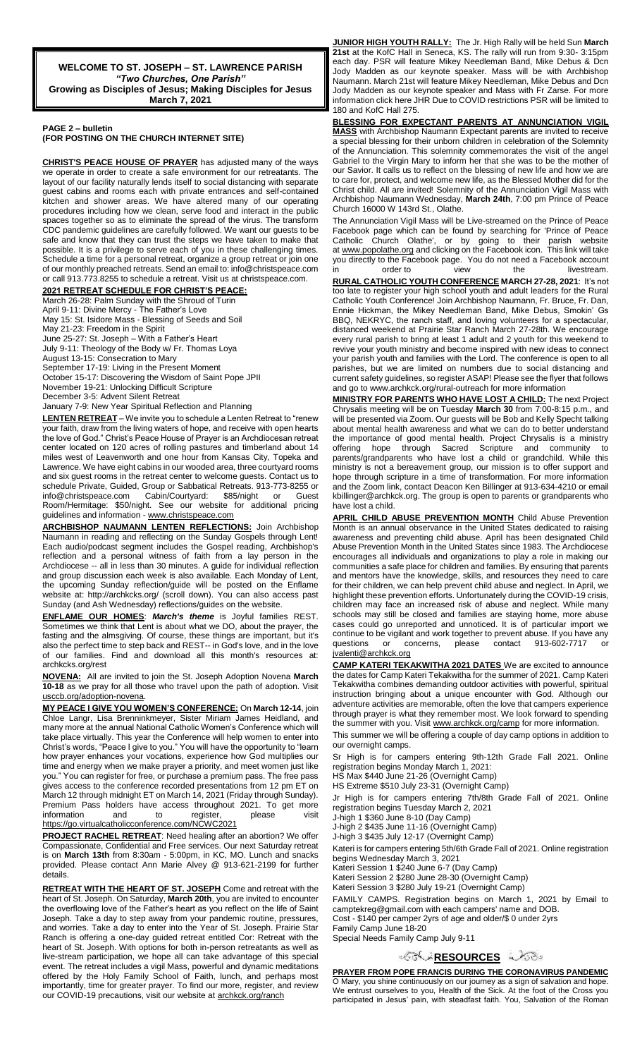**WELCOME TO ST. JOSEPH – ST. LAWRENCE PARISH**
***"Two Churches, One Parish"***
**Growing as Disciples of Jesus; Making Disciples for Jesus**
**March 7, 2021**

**PAGE 2 – bulletin**
**(FOR POSTING ON THE CHURCH INTERNET SITE)**

**CHRIST'S PEACE HOUSE OF PRAYER** has adjusted many of the ways we operate in order to create a safe environment for our retreatants. The layout of our facility naturally lends itself to social distancing with separate guest cabins and rooms each with private entrances and self-contained kitchen and shower areas. We have altered many of our operating procedures including how we clean, serve food and interact in the public spaces together so as to eliminate the spread of the virus. The transform CDC pandemic guidelines are carefully followed. We want our guests to be safe and know that they can trust the steps we have taken to make that possible. It is a privilege to serve each of you in these challenging times. Schedule a time for a personal retreat, organize a group retreat or join one of our monthly preached retreats. Send an email to: info@christspeace.com or call 913.773.8255 to schedule a retreat. Visit us at christspeace.com.

**2021 RETREAT SCHEDULE FOR CHRIST'S PEACE:**

March 26-28: Palm Sunday with the Shroud of Turin
April 9-11: Divine Mercy - The Father's Love
May 15: St. Isidore Mass - Blessing of Seeds and Soil
May 21-23: Freedom in the Spirit
June 25-27: St. Joseph – With a Father's Heart
July 9-11: Theology of the Body w/ Fr. Thomas Loya
August 13-15: Consecration to Mary
September 17-19: Living in the Present Moment
October 15-17: Discovering the Wisdom of Saint Pope JPII
November 19-21: Unlocking Difficult Scripture
December 3-5: Advent Silent Retreat
January 7-9: New Year Spiritual Reflection and Planning

**LENTEN RETREAT** – We invite you to schedule a Lenten Retreat to "renew your faith, draw from the living waters of hope, and receive with open hearts the love of God." Christ's Peace House of Prayer is an Archdiocesan retreat center located on 120 acres of rolling pastures and timberland about 14 miles west of Leavenworth and one hour from Kansas City, Topeka and Lawrence. We have eight cabins in our wooded area, three courtyard rooms and six guest rooms in the retreat center to welcome guests. Contact us to schedule Private, Guided, Group or Sabbatical Retreats. 913-773-8255 or info@christspeace.com Cabin/Courtyard: $85/night or Guest Room/Hermitage: $50/night. See our website for additional pricing guidelines and information - www.christspeace.com

**ARCHBISHOP NAUMANN LENTEN REFLECTIONS:** Join Archbishop Naumann in reading and reflecting on the Sunday Gospels through Lent! Each audio/podcast segment includes the Gospel reading, Archbishop's reflection and a personal witness of faith from a lay person in the Archdiocese -- all in less than 30 minutes. A guide for individual reflection and group discussion each week is also available. Each Monday of Lent, the upcoming Sunday reflection/guide will be posted on the Enflame website at: http://archkcks.org/ (scroll down). You can also access past Sunday (and Ash Wednesday) reflections/guides on the website.

**ENFLAME OUR HOMES**: ***March's theme*** is Joyful families REST. Sometimes we think that Lent is about what we DO, about the prayer, the fasting and the almsgiving. Of course, these things are important, but it's also the perfect time to step back and REST-- in God's love, and in the love of our families. Find and download all this month's resources at: archkcks.org/rest

**NOVENA:** All are invited to join the St. Joseph Adoption Novena **March 10-18** as we pray for all those who travel upon the path of adoption. Visit usccb.org/adoption-novena.

**MY PEACE I GIVE YOU WOMEN'S CONFERENCE:** On **March 12-14**, join Chloe Langr, Lisa Brenninkmeyer, Sister Miriam James Heidland, and many more at the annual National Catholic Women's Conference which will take place virtually. This year the Conference will help women to enter into Christ's words, "Peace I give to you." You will have the opportunity to "learn how prayer enhances your vocations, experience how God multiplies our time and energy when we make prayer a priority, and meet women just like you." You can register for free, or purchase a premium pass. The free pass gives access to the conference recorded presentations from 12 pm ET on March 12 through midnight ET on March 14, 2021 (Friday through Sunday). Premium Pass holders have access throughout 2021. To get more information and to register, please visit https://go.virtualcatholicconference.com/NCWC2021

**PROJECT RACHEL RETREAT**: Need healing after an abortion? We offer Compassionate, Confidential and Free services. Our next Saturday retreat is on **March 13th** from 8:30am - 5:00pm, in KC, MO. Lunch and snacks provided. Please contact Ann Marie Alvey @ 913-621-2199 for further details.

**RETREAT WITH THE HEART OF ST. JOSEPH** Come and retreat with the heart of St. Joseph. On Saturday, **March 20th**, you are invited to encounter the overflowing love of the Father's heart as you reflect on the life of Saint Joseph. Take a day to step away from your pandemic routine, pressures, and worries. Take a day to enter into the Year of St. Joseph. Prairie Star Ranch is offering a one-day guided retreat entitled Cor: Retreat with the heart of St. Joseph. With options for both in-person retreatants as well as live-stream participation, we hope all can take advantage of this special event. The retreat includes a vigil Mass, powerful and dynamic meditations offered by the Holy Family School of Faith, lunch, and perhaps most importantly, time for greater prayer. To find our more, register, and review our COVID-19 precautions, visit our website at archkck.org/ranch

**JUNIOR HIGH YOUTH RALLY:** The Jr. High Rally will be held Sun **March 21st** at the KofC Hall in Seneca, KS. The rally will run from 9:30- 3:15pm each day. PSR will feature Mikey Needleman Band, Mike Debus & Dcn Jody Madden as our keynote speaker. Mass will be with Archbishop Naumann. March 21st will feature Mikey Needleman, Mike Debus and Dcn Jody Madden as our keynote speaker and Mass with Fr Zarse. For more information click here JHR Due to COVID restrictions PSR will be limited to 180 and KofC Hall 275.

**BLESSING FOR EXPECTANT PARENTS AT ANNUNCIATION VIGIL MASS** with Archbishop Naumann Expectant parents are invited to receive a special blessing for their unborn children in celebration of the Solemnity of the Annunciation. This solemnity commemorates the visit of the angel Gabriel to the Virgin Mary to inform her that she was to be the mother of our Savior. It calls us to reflect on the blessing of new life and how we are to care for, protect, and welcome new life, as the Blessed Mother did for the Christ child. All are invited! Solemnity of the Annunciation Vigil Mass with Archbishop Naumann Wednesday, **March 24th**, 7:00 pm Prince of Peace Church 16000 W 143rd St., Olathe.

The Annunciation Vigil Mass will be Live-streamed on the Prince of Peace Facebook page which can be found by searching for 'Prince of Peace Catholic Church Olathe', or by going to their parish website at www.popolathe.org and clicking on the Facebook icon. This link will take you directly to the Facebook page. You do not need a Facebook account in order to view the livestream.

**RURAL CATHOLIC YOUTH CONFERENCE MARCH 27-28, 2021**: It's not too late to register your high school youth and adult leaders for the Rural Catholic Youth Conference! Join Archbishop Naumann, Fr. Bruce, Fr. Dan, Ennie Hickman, the Mikey Needleman Band, Mike Debus, Smokin' Gs BBQ, NEKRYC, the ranch staff, and loving volunteers for a spectacular, distanced weekend at Prairie Star Ranch March 27-28th. We encourage every rural parish to bring at least 1 adult and 2 youth for this weekend to revive your youth ministry and become inspired with new ideas to connect your parish youth and families with the Lord. The conference is open to all parishes, but we are limited on numbers due to social distancing and current safety guidelines, so register ASAP! Please see the flyer that follows and go to www.archkck.org/rural-outreach for more information

**MINISTRY FOR PARENTS WHO HAVE LOST A CHILD:** The next Project Chrysalis meeting will be on Tuesday **March 30** from 7:00-8:15 p.m., and will be presented via Zoom. Our guests will be Bob and Kelly Specht talking about mental health awareness and what we can do to better understand the importance of good mental health. Project Chrysalis is a ministry offering hope through Sacred Scripture and community to parents/grandparents who have lost a child or grandchild. While this ministry is not a bereavement group, our mission is to offer support and hope through scripture in a time of transformation. For more information and the Zoom link, contact Deacon Ken Billinger at 913-634-4210 or email kbillinger@archkck.org. The group is open to parents or grandparents who have lost a child.

**APRIL CHILD ABUSE PREVENTION MONTH** Child Abuse Prevention Month is an annual observance in the United States dedicated to raising awareness and preventing child abuse. April has been designated Child Abuse Prevention Month in the United States since 1983. The Archdiocese encourages all individuals and organizations to play a role in making our communities a safe place for children and families. By ensuring that parents and mentors have the knowledge, skills, and resources they need to care for their children, we can help prevent child abuse and neglect. In April, we highlight these prevention efforts. Unfortunately during the COVID-19 crisis, children may face an increased risk of abuse and neglect. While many schools may still be closed and families are staying home, more abuse cases could go unreported and unnoticed. It is of particular import we continue to be vigilant and work together to prevent abuse. If you have any questions or concerns, please contact 913-602-7717 or jvalenti@archkck.org

**CAMP KATERI TEKAKWITHA 2021 DATES** We are excited to announce the dates for Camp Kateri Tekakwitha for the summer of 2021. Camp Kateri Tekakwitha combines demanding outdoor activities with powerful, spiritual instruction bringing about a unique encounter with God. Although our adventure activities are memorable, often the love that campers experience through prayer is what they remember most. We look forward to spending the summer with you. Visit www.archkck.org/camp for more information.

This summer we will be offering a couple of day camp options in addition to our overnight camps.

Sr High is for campers entering 9th-12th Grade Fall 2021. Online registration begins Monday March 1, 2021:
HS Max $440 June 21-26 (Overnight Camp)
HS Extreme $510 July 23-31 (Overnight Camp)

Jr High is for campers entering 7th/8th Grade Fall of 2021. Online registration begins Tuesday March 2, 2021
J-high 1 $360 June 8-10 (Day Camp)
J-high 2 $435 June 11-16 (Overnight Camp)
J-high 3 $435 July 12-17 (Overnight Camp)

Kateri is for campers entering 5th/6th Grade Fall of 2021. Online registration begins Wednesday March 3, 2021
Kateri Session 1 $240 June 6-7 (Day Camp)
Kateri Session 2 $280 June 28-30 (Overnight Camp)
Kateri Session 3 $280 July 19-21 (Overnight Camp)

FAMILY CAMPS. Registration begins on March 1, 2021 by Email to camptekreg@gmail.com with each campers' name and DOB.
Cost - $140 per camper 2yrs of age and older/$ 0 under 2yrs
Family Camp June 18-20
Special Needs Family Camp July 9-11

## RESOURCES

**PRAYER FROM POPE FRANCIS DURING THE CORONAVIRUS PANDEMIC**
O Mary, you shine continuously on our journey as a sign of salvation and hope. We entrust ourselves to you, Health of the Sick. At the foot of the Cross you participated in Jesus' pain, with steadfast faith. You, Salvation of the Roman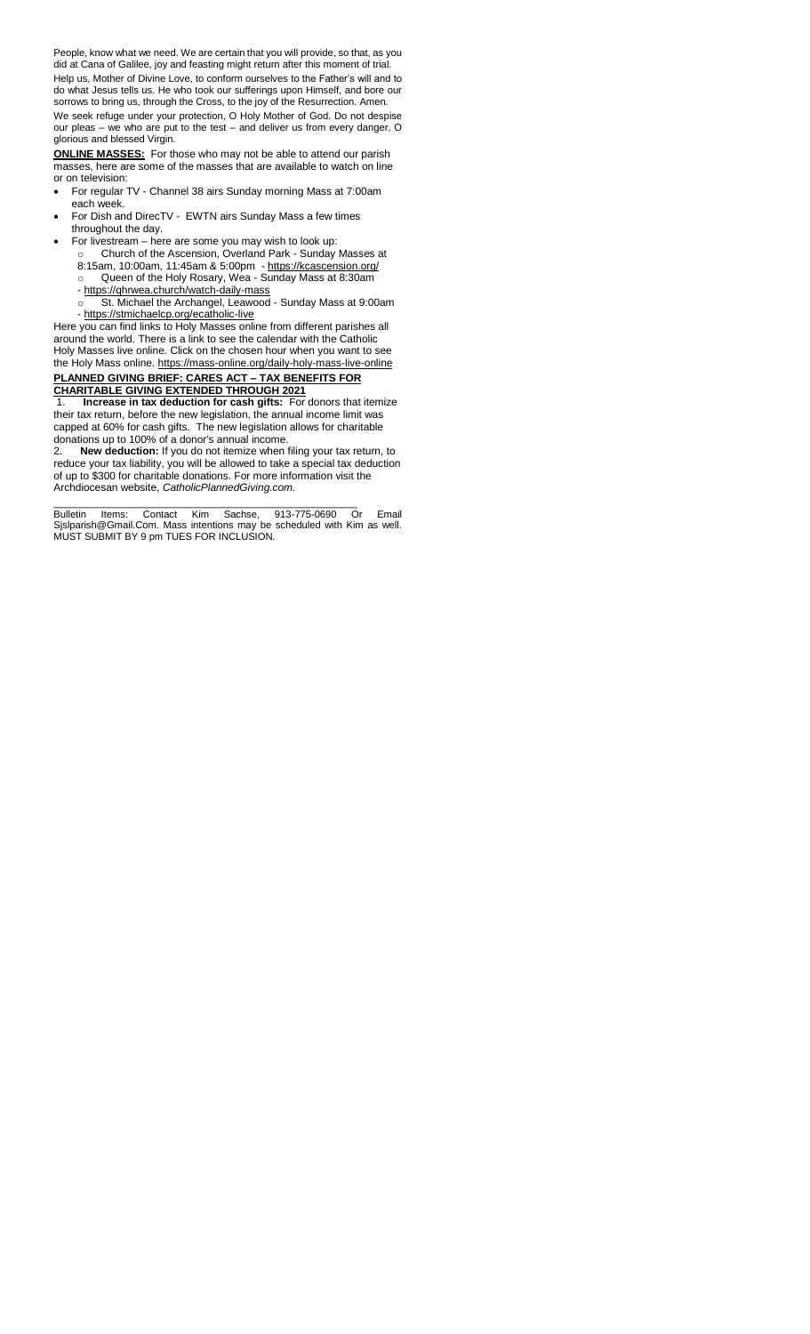People, know what we need. We are certain that you will provide, so that, as you did at Cana of Galilee, joy and feasting might return after this moment of trial.

Help us, Mother of Divine Love, to conform ourselves to the Father's will and to do what Jesus tells us. He who took our sufferings upon Himself, and bore our sorrows to bring us, through the Cross, to the joy of the Resurrection. Amen.

We seek refuge under your protection, O Holy Mother of God. Do not despise our pleas – we who are put to the test – and deliver us from every danger, O glorious and blessed Virgin.

**ONLINE MASSES:** For those who may not be able to attend our parish masses, here are some of the masses that are available to watch on line or on television:

- For regular TV - Channel 38 airs Sunday morning Mass at 7:00am each week.
- For Dish and DirecTV - EWTN airs Sunday Mass a few times throughout the day.
- For livestream – here are some you may wish to look up:
  - Church of the Ascension, Overland Park - Sunday Masses at 8:15am, 10:00am, 11:45am & 5:00pm - https://kcascension.org/
  - Queen of the Holy Rosary, Wea - Sunday Mass at 8:30am - https://qhrwea.church/watch-daily-mass
  - St. Michael the Archangel, Leawood - Sunday Mass at 9:00am - https://stmichaelcp.org/ecatholic-live

Here you can find links to Holy Masses online from different parishes all around the world. There is a link to see the calendar with the Catholic Holy Masses live online. Click on the chosen hour when you want to see the Holy Mass online. https://mass-online.org/daily-holy-mass-live-online

**PLANNED GIVING BRIEF: CARES ACT – TAX BENEFITS FOR CHARITABLE GIVING EXTENDED THROUGH 2021**

1. **Increase in tax deduction for cash gifts:** For donors that itemize their tax return, before the new legislation, the annual income limit was capped at 60% for cash gifts. The new legislation allows for charitable donations up to 100% of a donor's annual income.
2. **New deduction:** If you do not itemize when filing your tax return, to reduce your tax liability, you will be allowed to take a special tax deduction of up to $300 for charitable donations. For more information visit the Archdiocesan website, *CatholicPlannedGiving.com.*

---

Bulletin Items: Contact Kim Sachse, 913-775-0690 Or Email Sjslparish@Gmail.Com. Mass intentions may be scheduled with Kim as well. MUST SUBMIT BY 9 pm TUES FOR INCLUSION.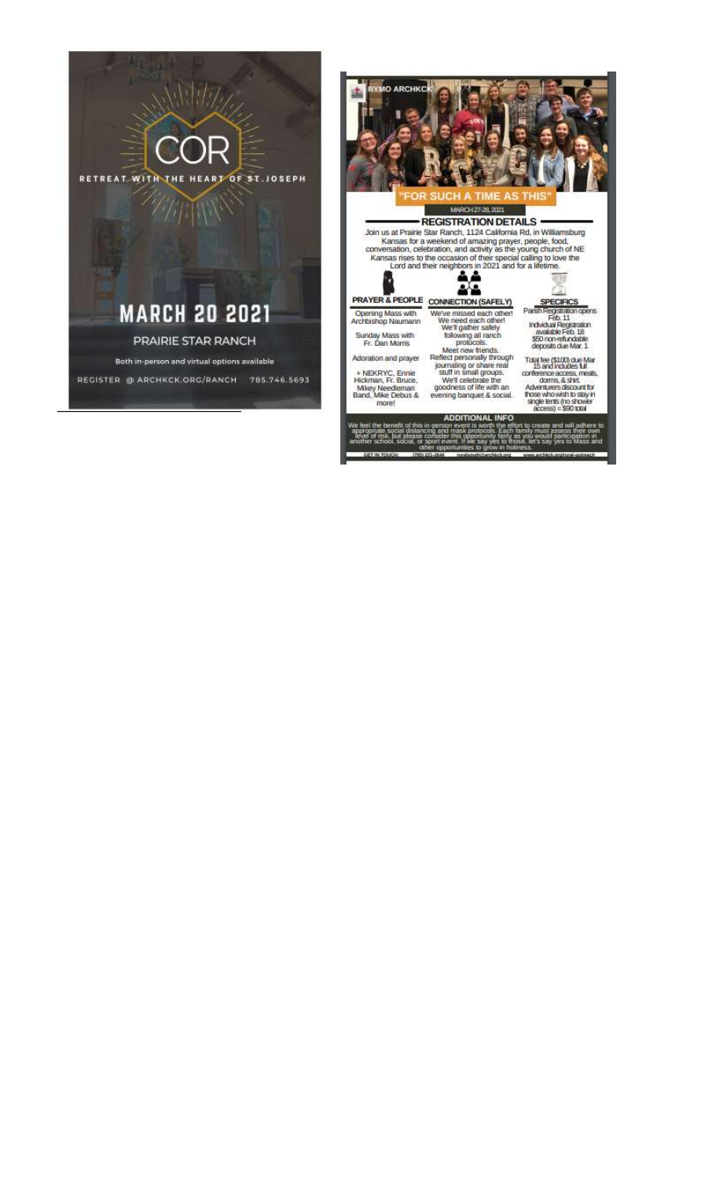# COR

RETREAT WITH THE HEART OF ST.JOSEPH

## MARCH 20 2021

PRAIRIE STAR RANCH

Both in-person and virtual options available

REGISTER @ ARCHKCK.ORG/RANCH 785.746.5693

---

RYMO ARCHKCK

## "FOR SUCH A TIME AS THIS"

MARCH 27-28, 2021

### REGISTRATION DETAILS

Join us at Prairie Star Ranch, 1124 California Rd, in Williamsburg Kansas for a weekend of amazing prayer, people, food, conversation, celebration, and activity as the young church of NE Kansas rises to the occasion of their special calling to love the Lord and their neighbors in 2021 and for a lifetime.

**PRAYER & PEOPLE**

Opening Mass with Archbishop Naumann

Sunday Mass with Fr. Dan Morris

Adoration and prayer

+ NEKRYC, Ennie Hickman, Fr. Bruce, Mikey Needleman Band, Mike Debus & more!

**CONNECTION (SAFELY)**

We've missed each other! We need each other! We'll gather safely following all ranch protocols. Meet new friends. Reflect personally through journaling or share real stuff in small groups. We'll celebrate the goodness of life with an evening banquet & social.

**SPECIFICS**

Parish Registration opens Feb. 11
Individual Registration available Feb. 18
$50 non-refundable deposits due Mar. 1

Total fee ($100) due Mar 15 and includes full conference access, meals, dorms, & shirt.
Adventurers discount for those who wish to stay in single tents (no shower access) = $90 total

### ADDITIONAL INFO

We feel the benefit of this in-person event is worth the effort to create and will adhere to appropriate social distancing and mask protocols. Each family must assess their own level of risk, but please consider this opportunity fairly as you would participation in another school, social, or sport event. If we say yes to those, let's say yes to Mass and other opportunities to grow in holiness.

GET IN TOUCH: (785) 221-2644 ruralyouth@archkck.org www.archkck.org/rural-outreach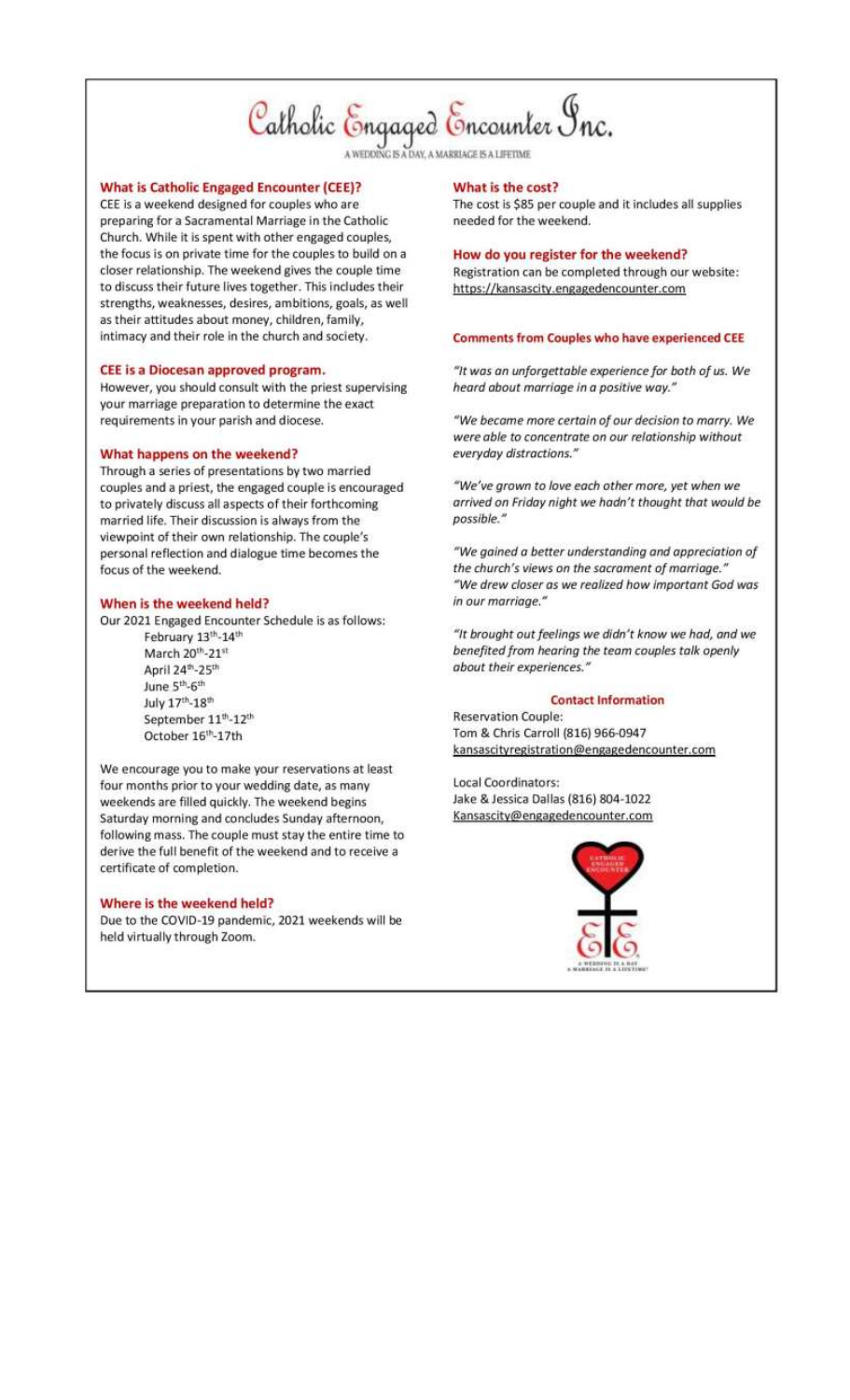# Catholic Engaged Encounter Inc.

A WEDDING IS A DAY, A MARRIAGE IS A LIFETIME

### What is Catholic Engaged Encounter (CEE)?

CEE is a weekend designed for couples who are preparing for a Sacramental Marriage in the Catholic Church. While it is spent with other engaged couples, the focus is on private time for the couples to build on a closer relationship. The weekend gives the couple time to discuss their future lives together. This includes their strengths, weaknesses, desires, ambitions, goals, as well as their attitudes about money, children, family, intimacy and their role in the church and society.

### CEE is a Diocesan approved program.

However, you should consult with the priest supervising your marriage preparation to determine the exact requirements in your parish and diocese.

### What happens on the weekend?

Through a series of presentations by two married couples and a priest, the engaged couple is encouraged to privately discuss all aspects of their forthcoming married life. Their discussion is always from the viewpoint of their own relationship. The couple's personal reflection and dialogue time becomes the focus of the weekend.

### When is the weekend held?

Our 2021 Engaged Encounter Schedule is as follows:

- February 13th-14th
- March 20th-21st
- April 24th-25th
- June 5th-6th
- July 17th-18th
- September 11th-12th
- October 16th-17th

We encourage you to make your reservations at least four months prior to your wedding date, as many weekends are filled quickly. The weekend begins Saturday morning and concludes Sunday afternoon, following mass. The couple must stay the entire time to derive the full benefit of the weekend and to receive a certificate of completion.

### Where is the weekend held?

Due to the COVID-19 pandemic, 2021 weekends will be held virtually through Zoom.

### What is the cost?

The cost is $85 per couple and it includes all supplies needed for the weekend.

### How do you register for the weekend?

Registration can be completed through our website: https://kansascity.engagedencounter.com

### Comments from Couples who have experienced CEE

*"It was an unforgettable experience for both of us. We heard about marriage in a positive way."*

*"We became more certain of our decision to marry. We were able to concentrate on our relationship without everyday distractions."*

*"We've grown to love each other more, yet when we arrived on Friday night we hadn't thought that would be possible."*

*"We gained a better understanding and appreciation of the church's views on the sacrament of marriage."*
*"We drew closer as we realized how important God was in our marriage."*

*"It brought out feelings we didn't know we had, and we benefited from hearing the team couples talk openly about their experiences."*

### Contact Information

Reservation Couple:
Tom & Chris Carroll (816) 966-0947
kansascityregistration@engagedencounter.com

Local Coordinators:
Jake & Jessica Dallas (816) 804-1022
Kansascity@engagedencounter.com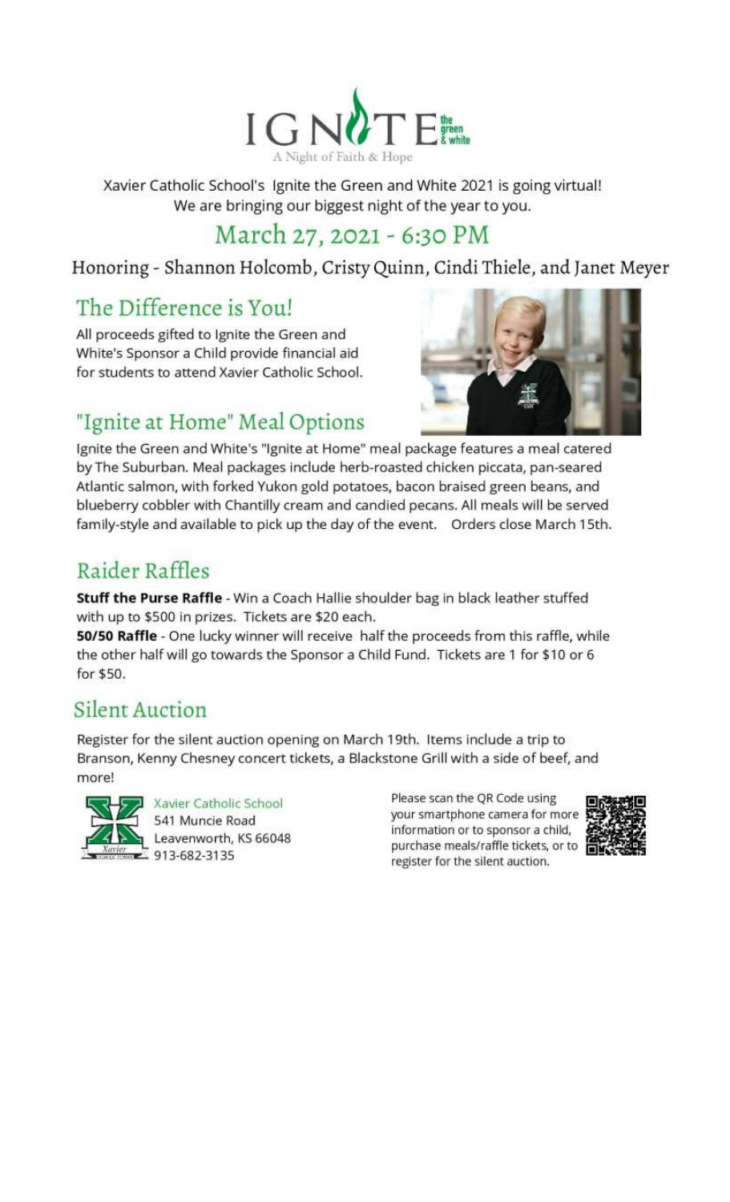# IGNITE the green & white

A Night of Faith & Hope

Xavier Catholic School's Ignite the Green and White 2021 is going virtual!
We are bringing our biggest night of the year to you.

## March 27, 2021 - 6:30 PM

Honoring - Shannon Holcomb, Cristy Quinn, Cindi Thiele, and Janet Meyer

## The Difference is You!

All proceeds gifted to Ignite the Green and White's Sponsor a Child provide financial aid for students to attend Xavier Catholic School.

## "Ignite at Home" Meal Options

Ignite the Green and White's "Ignite at Home" meal package features a meal catered by The Suburban. Meal packages include herb-roasted chicken piccata, pan-seared Atlantic salmon, with forked Yukon gold potatoes, bacon braised green beans, and blueberry cobbler with Chantilly cream and candied pecans. All meals will be served family-style and available to pick up the day of the event. Orders close March 15th.

## Raider Raffles

**Stuff the Purse Raffle** - Win a Coach Hallie shoulder bag in black leather stuffed with up to $500 in prizes. Tickets are $20 each.

**50/50 Raffle** - One lucky winner will receive half the proceeds from this raffle, while the other half will go towards the Sponsor a Child Fund. Tickets are 1 for $10 or 6 for $50.

## Silent Auction

Register for the silent auction opening on March 19th. Items include a trip to Branson, Kenny Chesney concert tickets, a Blackstone Grill with a side of beef, and more!

Xavier Catholic School
541 Muncie Road
Leavenworth, KS 66048
913-682-3135

Please scan the QR Code using your smartphone camera for more information or to sponsor a child, purchase meals/raffle tickets, or to register for the silent auction.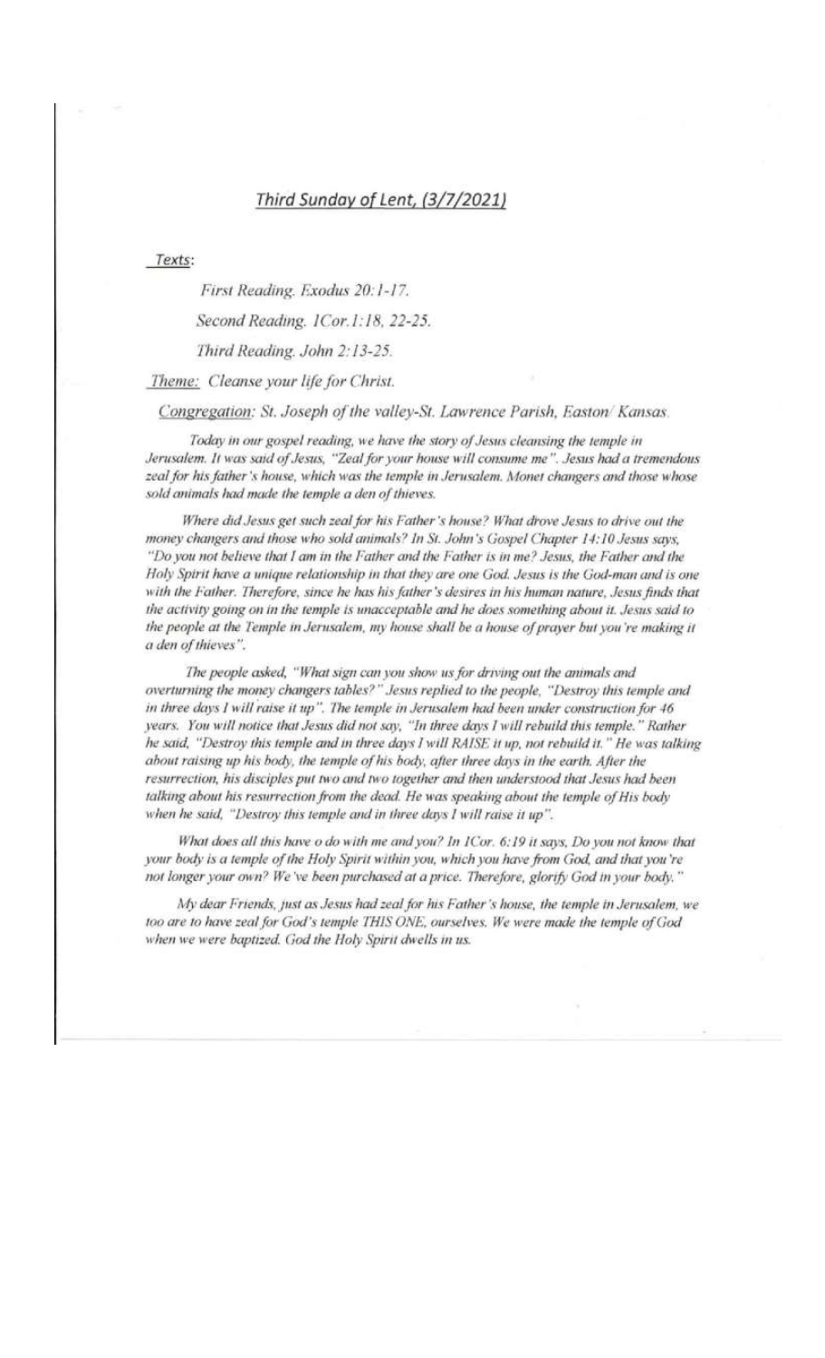## Third Sunday of Lent, (3/7/2021)

Texts:

*First Reading. Exodus 20:1-17.*

*Second Reading. 1Cor.1:18, 22-25.*

*Third Reading. John 2:13-25.*

Theme: *Cleanse your life for Christ.*

Congregation: *St. Joseph of the valley-St. Lawrence Parish, Easton/ Kansas.*

*Today in our gospel reading, we have the story of Jesus cleansing the temple in Jerusalem. It was said of Jesus, "Zeal for your house will consume me". Jesus had a tremendous zeal for his father's house, which was the temple in Jerusalem. Monet changers and those whose sold animals had made the temple a den of thieves.*

*Where did Jesus get such zeal for his Father's house? What drove Jesus to drive out the money changers and those who sold animals? In St. John's Gospel Chapter 14:10 Jesus says, "Do you not believe that I am in the Father and the Father is in me? Jesus, the Father and the Holy Spirit have a unique relationship in that they are one God. Jesus is the God-man and is one with the Father. Therefore, since he has his father's desires in his human nature, Jesus finds that the activity going on in the temple is unacceptable and he does something about it. Jesus said to the people at the Temple in Jerusalem, my house shall be a house of prayer but you're making it a den of thieves".*

*The people asked, "What sign can you show us for driving out the animals and overturning the money changers tables?" Jesus replied to the people, "Destroy this temple and in three days I will raise it up". The temple in Jerusalem had been under construction for 46 years. You will notice that Jesus did not say, "In three days I will rebuild this temple." Rather he said, "Destroy this temple and in three days I will RAISE it up, not rebuild it." He was talking about raising up his body, the temple of his body, after three days in the earth. After the resurrection, his disciples put two and two together and then understood that Jesus had been talking about his resurrection from the dead. He was speaking about the temple of His body when he said, "Destroy this temple and in three days I will raise it up".*

*What does all this have o do with me and you? In 1Cor. 6:19 it says, Do you not know that your body is a temple of the Holy Spirit within you, which you have from God, and that you're not longer your own? We've been purchased at a price. Therefore, glorify God in your body."*

*My dear Friends, just as Jesus had zeal for his Father's house, the temple in Jerusalem, we too are to have zeal for God's temple THIS ONE, ourselves. We were made the temple of God when we were baptized. God the Holy Spirit dwells in us.*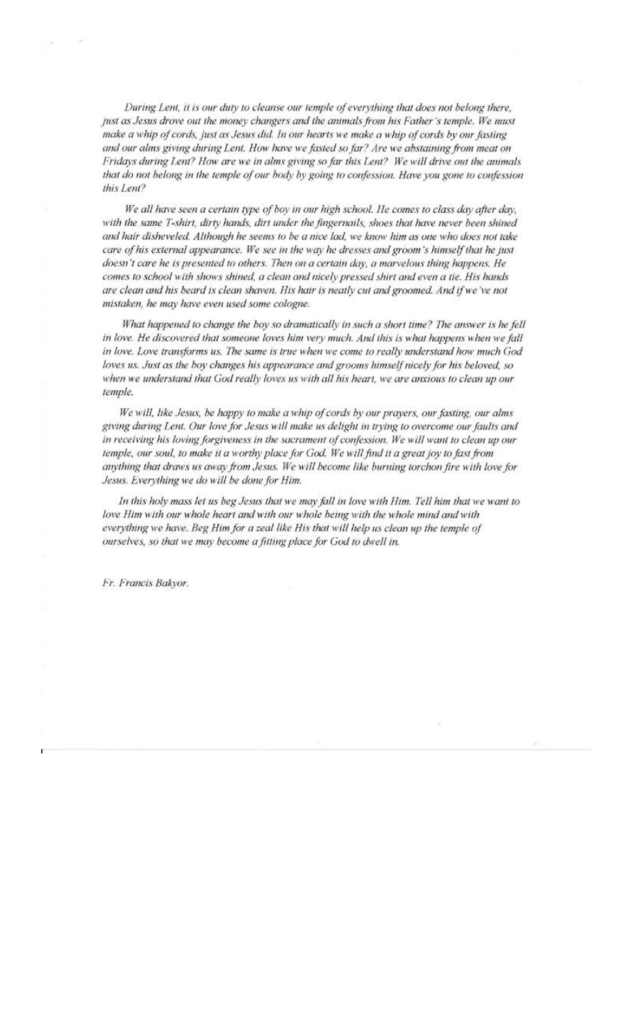*During Lent, it is our duty to cleanse our temple of everything that does not belong there, just as Jesus drove out the money changers and the animals from his Father's temple. We must make a whip of cords, just as Jesus did. In our hearts we make a whip of cords by our fasting and our alms giving during Lent. How have we fasted so far? Are we abstaining from meat on Fridays during Lent? How are we in alms giving so far this Lent? We will drive out the animals that do not belong in the temple of our body by going to confession. Have you gone to confession this Lent?*

*We all have seen a certain type of boy in our high school. He comes to class day after day, with the same T-shirt, dirty hands, dirt under the fingernails, shoes that have never been shined and hair disheveled. Although he seems to be a nice lad, we know him as one who does not take care of his external appearance. We see in the way he dresses and groom's himself that he just doesn't care he is presented to others. Then on a certain day, a marvelous thing happens. He comes to school with shows shined, a clean and nicely pressed shirt and even a tie. His hands are clean and his beard is clean shaven. His hair is neatly cut and groomed. And if we've not mistaken, he may have even used some cologne.*

*What happened to change the boy so dramatically in such a short time? The answer is he fell in love. He discovered that someone loves him very much. And this is what happens when we fall in love. Love transforms us. The same is true when we come to really understand how much God loves us. Just as the boy changes his appearance and grooms himself nicely for his beloved, so when we understand that God really loves us with all his heart, we are anxious to clean up our temple.*

*We will, like Jesus, be happy to make a whip of cords by our prayers, our fasting, our alms giving during Lent. Our love for Jesus will make us delight in trying to overcome our faults and in receiving his loving forgiveness in the sacrament of confession. We will want to clean up our temple, our soul, to make it a worthy place for God. We will find it a great joy to fast from anything that draws us away from Jesus. We will become like burning torchon fire with love for Jesus. Everything we do will be done for Him.*

*In this holy mass let us beg Jesus that we may fall in love with Him. Tell him that we want to love Him with our whole heart and with our whole being with the whole mind and with everything we have. Beg Him for a zeal like His that will help us clean up the temple of ourselves, so that we may become a fitting place for God to dwell in.*

*Fr. Francis Bakyor.*